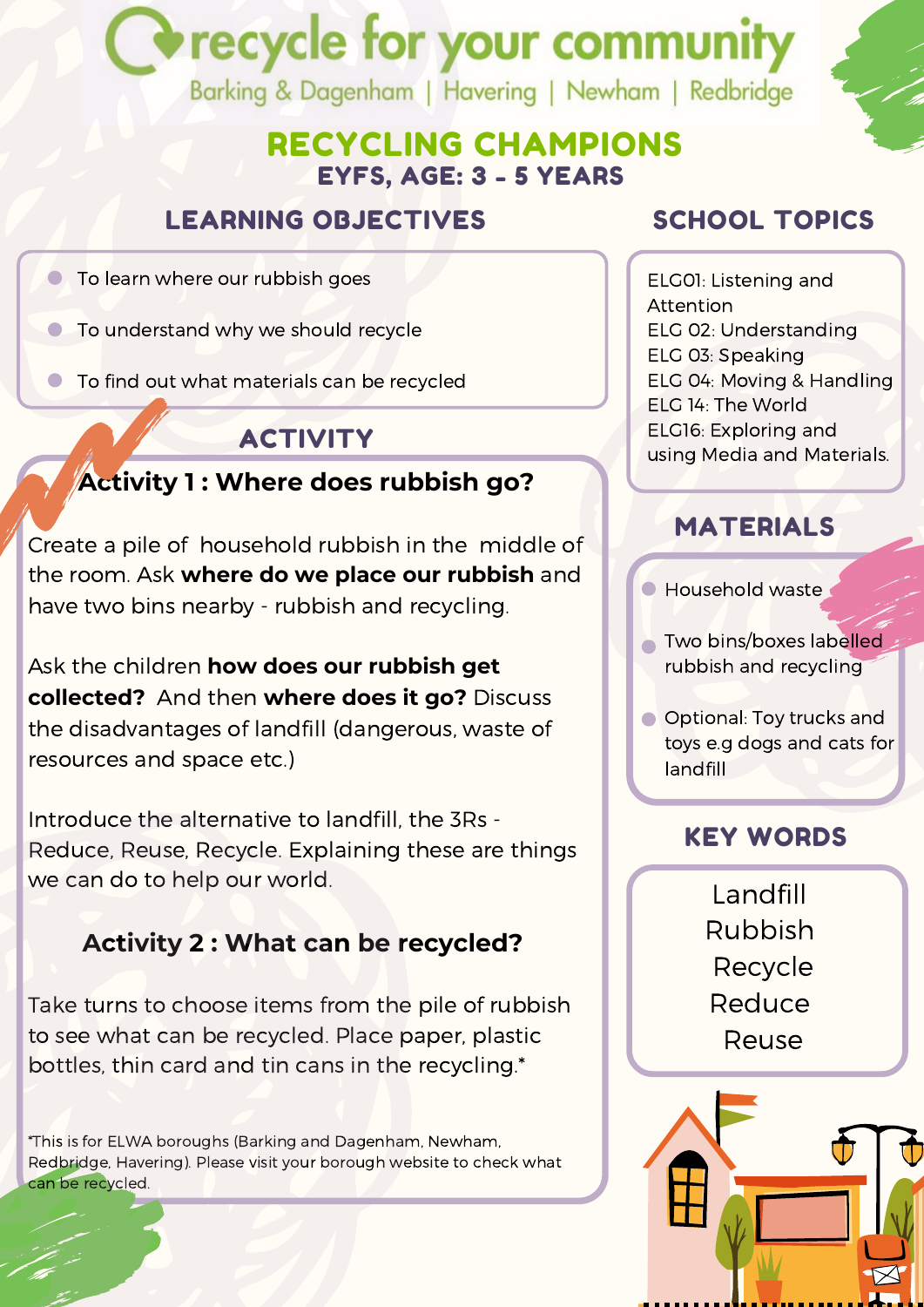# recycle for your community

Barking & Dagenham | Havering | Newham | Redbridge

## RECYCLING CHAMPIONS

### EYFS, AGE: 3 - 5 YEARS

### LEARNING OBJECTIVES

- To learn where our rubbish goes
- To understand why we should recycle
- To find out what materials can be recycled

### ACTIVITY

#### Activity 1 : Where does rubbish go?

Create a pile of household rubbish in the middle of the room. Ask **where do we place our rubbish** and have two bins nearby - rubbish and recycling.

Ask the children **how does our rubbish get collected?** And then **where does it go?** Discuss the disadvantages of landfill (dangerous, waste of resources and space etc.)

Introduce the alternative to landfill, the 3Rs - Reduce, Reuse, Recycle. Explaining these are things we can do to help our world.

#### Activity 2 : What can be recycled?

Take turns to choose items from the pile of rubbish to see what can be recycled. Place paper, plastic bottles, thin card and tin cans in the recycling.*

*This is for ELWA boroughs (Barking and Dagenham, Newham, Redbridge, Havering). Please visit your borough website to check what can be recycled.

### SCHOOL TOPICS

ELG01: Listening and Attention
ELG 02: Understanding
ELG 03: Speaking
ELG 04: Moving & Handling
ELG 14: The World
ELG16: Exploring and using Media and Materials.

### MATERIALS

- Household waste
- Two bins/boxes labelled rubbish and recycling
- Optional: Toy trucks and toys e.g dogs and cats for landfill

### KEY WORDS

Landfill
Rubbish
Recycle
Reduce
Reuse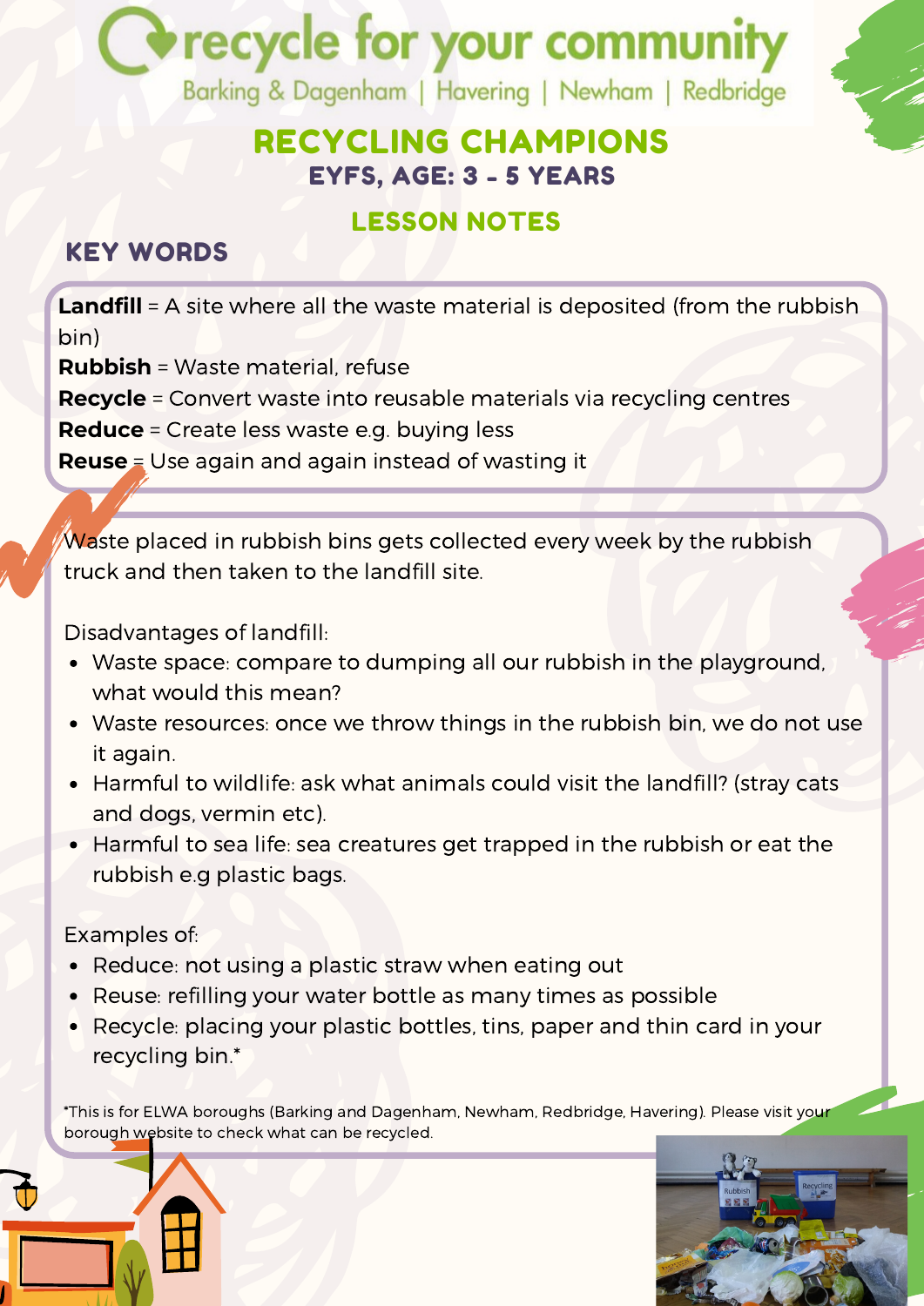# recycle for your community

Barking & Dagenham | Havering | Newham | Redbridge

## RECYCLING CHAMPIONS

### EYFS, AGE: 3 - 5 YEARS

### LESSON NOTES

### KEY WORDS

**Landfill** = A site where all the waste material is deposited (from the rubbish bin)
**Rubbish** = Waste material, refuse
**Recycle** = Convert waste into reusable materials via recycling centres
**Reduce** = Create less waste e.g. buying less
**Reuse** = Use again and again instead of wasting it

Waste placed in rubbish bins gets collected every week by the rubbish truck and then taken to the landfill site.

Disadvantages of landfill:

- Waste space: compare to dumping all our rubbish in the playground, what would this mean?
- Waste resources: once we throw things in the rubbish bin, we do not use it again.
- Harmful to wildlife: ask what animals could visit the landfill? (stray cats and dogs, vermin etc).
- Harmful to sea life: sea creatures get trapped in the rubbish or eat the rubbish e.g plastic bags.

Examples of:

- Reduce: not using a plastic straw when eating out
- Reuse: refilling your water bottle as many times as possible
- Recycle: placing your plastic bottles, tins, paper and thin card in your recycling bin.*

*This is for ELWA boroughs (Barking and Dagenham, Newham, Redbridge, Havering). Please visit your borough website to check what can be recycled.